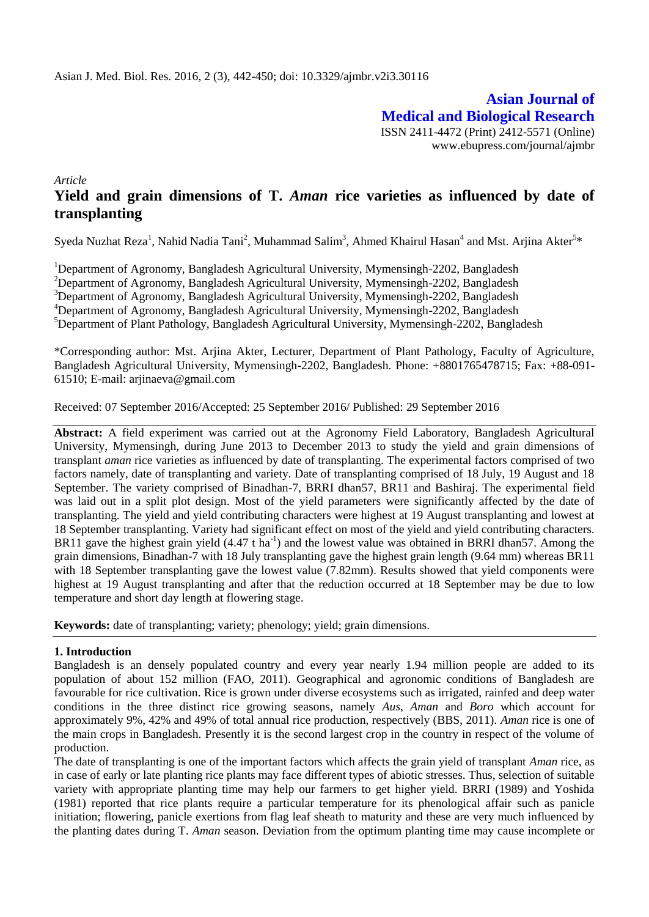Asian J. Med. Biol. Res. 2016, 2 (3), 442-450; doi: 10.3329/ajmbr.v2i3.30116

**Asian Journal of Medical and Biological Research**

ISSN 2411-4472 (Print) 2412-5571 (Online)
www.ebupress.com/journal/ajmbr

*Article*

# Yield and grain dimensions of T. *Aman* rice varieties as influenced by date of transplanting

Syeda Nuzhat Reza[1], Nahid Nadia Tani[2], Muhammad Salim[3], Ahmed Khairul Hasan[4] and Mst. Arjina Akter[5]*

[1]Department of Agronomy, Bangladesh Agricultural University, Mymensingh-2202, Bangladesh
[2]Department of Agronomy, Bangladesh Agricultural University, Mymensingh-2202, Bangladesh
[3]Department of Agronomy, Bangladesh Agricultural University, Mymensingh-2202, Bangladesh
[4]Department of Agronomy, Bangladesh Agricultural University, Mymensingh-2202, Bangladesh
[5]Department of Plant Pathology, Bangladesh Agricultural University, Mymensingh-2202, Bangladesh

*Corresponding author: Mst. Arjina Akter, Lecturer, Department of Plant Pathology, Faculty of Agriculture, Bangladesh Agricultural University, Mymensingh-2202, Bangladesh. Phone: +8801765478715; Fax: +88-091-61510; E-mail: arjinaeva@gmail.com

Received: 07 September 2016/Accepted: 25 September 2016/ Published: 29 September 2016

**Abstract:** A field experiment was carried out at the Agronomy Field Laboratory, Bangladesh Agricultural University, Mymensingh, during June 2013 to December 2013 to study the yield and grain dimensions of transplant *aman* rice varieties as influenced by date of transplanting. The experimental factors comprised of two factors namely, date of transplanting and variety. Date of transplanting comprised of 18 July, 19 August and 18 September. The variety comprised of Binadhan-7, BRRI dhan57, BR11 and Bashiraj. The experimental field was laid out in a split plot design. Most of the yield parameters were significantly affected by the date of transplanting. The yield and yield contributing characters were highest at 19 August transplanting and lowest at 18 September transplanting. Variety had significant effect on most of the yield and yield contributing characters. BR11 gave the highest grain yield (4.47 t ha$^{-1}$) and the lowest value was obtained in BRRI dhan57. Among the grain dimensions, Binadhan-7 with 18 July transplanting gave the highest grain length (9.64 mm) whereas BR11 with 18 September transplanting gave the lowest value (7.82mm). Results showed that yield components were highest at 19 August transplanting and after that the reduction occurred at 18 September may be due to low temperature and short day length at flowering stage.

**Keywords:** date of transplanting; variety; phenology; yield; grain dimensions.

## 1. Introduction

Bangladesh is an densely populated country and every year nearly 1.94 million people are added to its population of about 152 million (FAO, 2011). Geographical and agronomic conditions of Bangladesh are favourable for rice cultivation. Rice is grown under diverse ecosystems such as irrigated, rainfed and deep water conditions in the three distinct rice growing seasons, namely *Aus*, *Aman* and *Boro* which account for approximately 9%, 42% and 49% of total annual rice production, respectively (BBS, 2011). *Aman* rice is one of the main crops in Bangladesh. Presently it is the second largest crop in the country in respect of the volume of production.

The date of transplanting is one of the important factors which affects the grain yield of transplant *Aman* rice, as in case of early or late planting rice plants may face different types of abiotic stresses. Thus, selection of suitable variety with appropriate planting time may help our farmers to get higher yield. BRRI (1989) and Yoshida (1981) reported that rice plants require a particular temperature for its phenological affair such as panicle initiation; flowering, panicle exertions from flag leaf sheath to maturity and these are very much influenced by the planting dates during T. *Aman* season. Deviation from the optimum planting time may cause incomplete or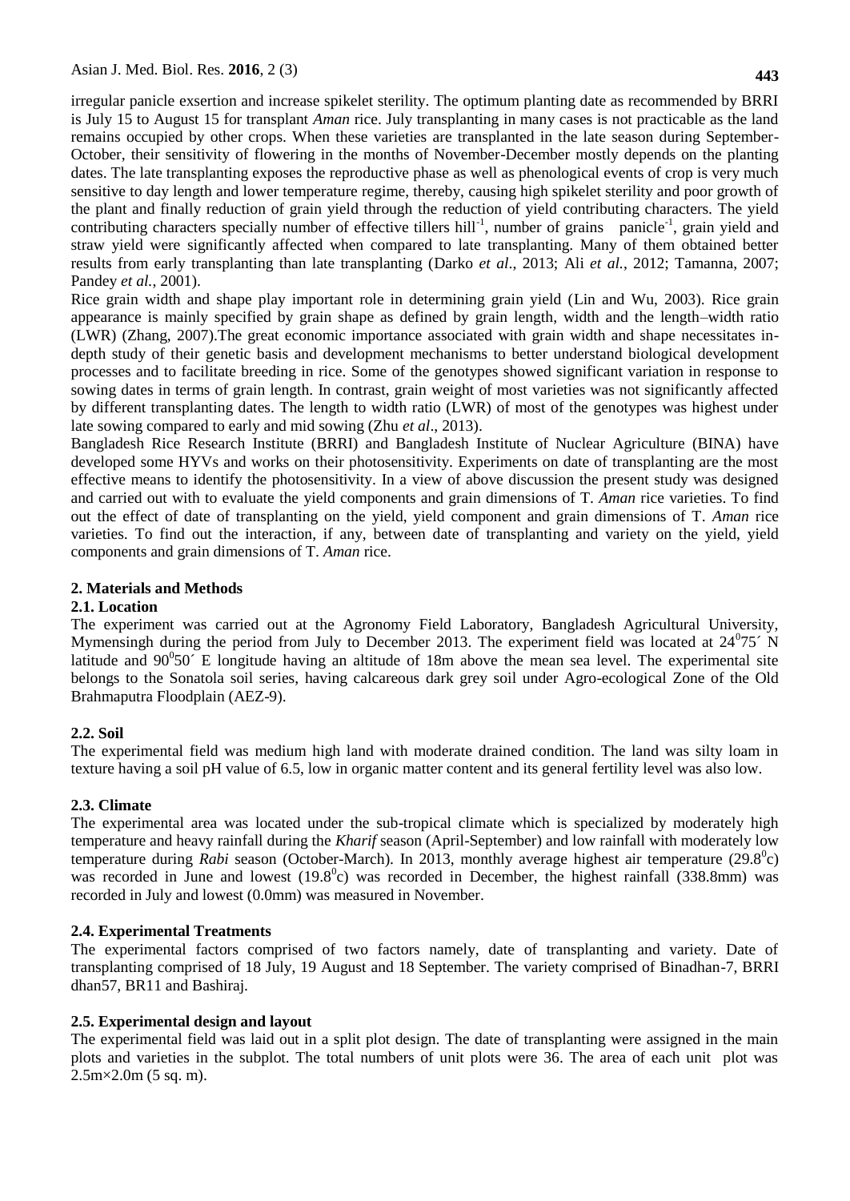irregular panicle exsertion and increase spikelet sterility. The optimum planting date as recommended by BRRI is July 15 to August 15 for transplant *Aman* rice. July transplanting in many cases is not practicable as the land remains occupied by other crops. When these varieties are transplanted in the late season during September-October, their sensitivity of flowering in the months of November-December mostly depends on the planting dates. The late transplanting exposes the reproductive phase as well as phenological events of crop is very much sensitive to day length and lower temperature regime, thereby, causing high spikelet sterility and poor growth of the plant and finally reduction of grain yield through the reduction of yield contributing characters. The yield contributing characters specially number of effective tillers hill$^{-1}$, number of grains panicle$^{-1}$, grain yield and straw yield were significantly affected when compared to late transplanting. Many of them obtained better results from early transplanting than late transplanting (Darko *et al*., 2013; Ali *et al.*, 2012; Tamanna, 2007; Pandey *et al.*, 2001).

Rice grain width and shape play important role in determining grain yield (Lin and Wu, 2003). Rice grain appearance is mainly specified by grain shape as defined by grain length, width and the length–width ratio (LWR) (Zhang, 2007).The great economic importance associated with grain width and shape necessitates in-depth study of their genetic basis and development mechanisms to better understand biological development processes and to facilitate breeding in rice. Some of the genotypes showed significant variation in response to sowing dates in terms of grain length. In contrast, grain weight of most varieties was not significantly affected by different transplanting dates. The length to width ratio (LWR) of most of the genotypes was highest under late sowing compared to early and mid sowing (Zhu *et al*., 2013).

Bangladesh Rice Research Institute (BRRI) and Bangladesh Institute of Nuclear Agriculture (BINA) have developed some HYVs and works on their photosensitivity. Experiments on date of transplanting are the most effective means to identify the photosensitivity. In a view of above discussion the present study was designed and carried out with to evaluate the yield components and grain dimensions of T. *Aman* rice varieties. To find out the effect of date of transplanting on the yield, yield component and grain dimensions of T. *Aman* rice varieties. To find out the interaction, if any, between date of transplanting and variety on the yield, yield components and grain dimensions of T. *Aman* rice.

## 2. Materials and Methods

### 2.1. Location

The experiment was carried out at the Agronomy Field Laboratory, Bangladesh Agricultural University, Mymensingh during the period from July to December 2013. The experiment field was located at $24^0 75'$ N latitude and $90^0 50'$ E longitude having an altitude of 18m above the mean sea level. The experimental site belongs to the Sonatola soil series, having calcareous dark grey soil under Agro-ecological Zone of the Old Brahmaputra Floodplain (AEZ-9).

### 2.2. Soil

The experimental field was medium high land with moderate drained condition. The land was silty loam in texture having a soil pH value of 6.5, low in organic matter content and its general fertility level was also low.

### 2.3. Climate

The experimental area was located under the sub-tropical climate which is specialized by moderately high temperature and heavy rainfall during the *Kharif* season (April-September) and low rainfall with moderately low temperature during *Rabi* season (October-March). In 2013, monthly average highest air temperature ($29.8^0$c) was recorded in June and lowest ($19.8^0$c) was recorded in December, the highest rainfall (338.8mm) was recorded in July and lowest (0.0mm) was measured in November.

### 2.4. Experimental Treatments

The experimental factors comprised of two factors namely, date of transplanting and variety. Date of transplanting comprised of 18 July, 19 August and 18 September. The variety comprised of Binadhan-7, BRRI dhan57, BR11 and Bashiraj.

### 2.5. Experimental design and layout

The experimental field was laid out in a split plot design. The date of transplanting were assigned in the main plots and varieties in the subplot. The total numbers of unit plots were 36. The area of each unit plot was 2.5m×2.0m (5 sq. m).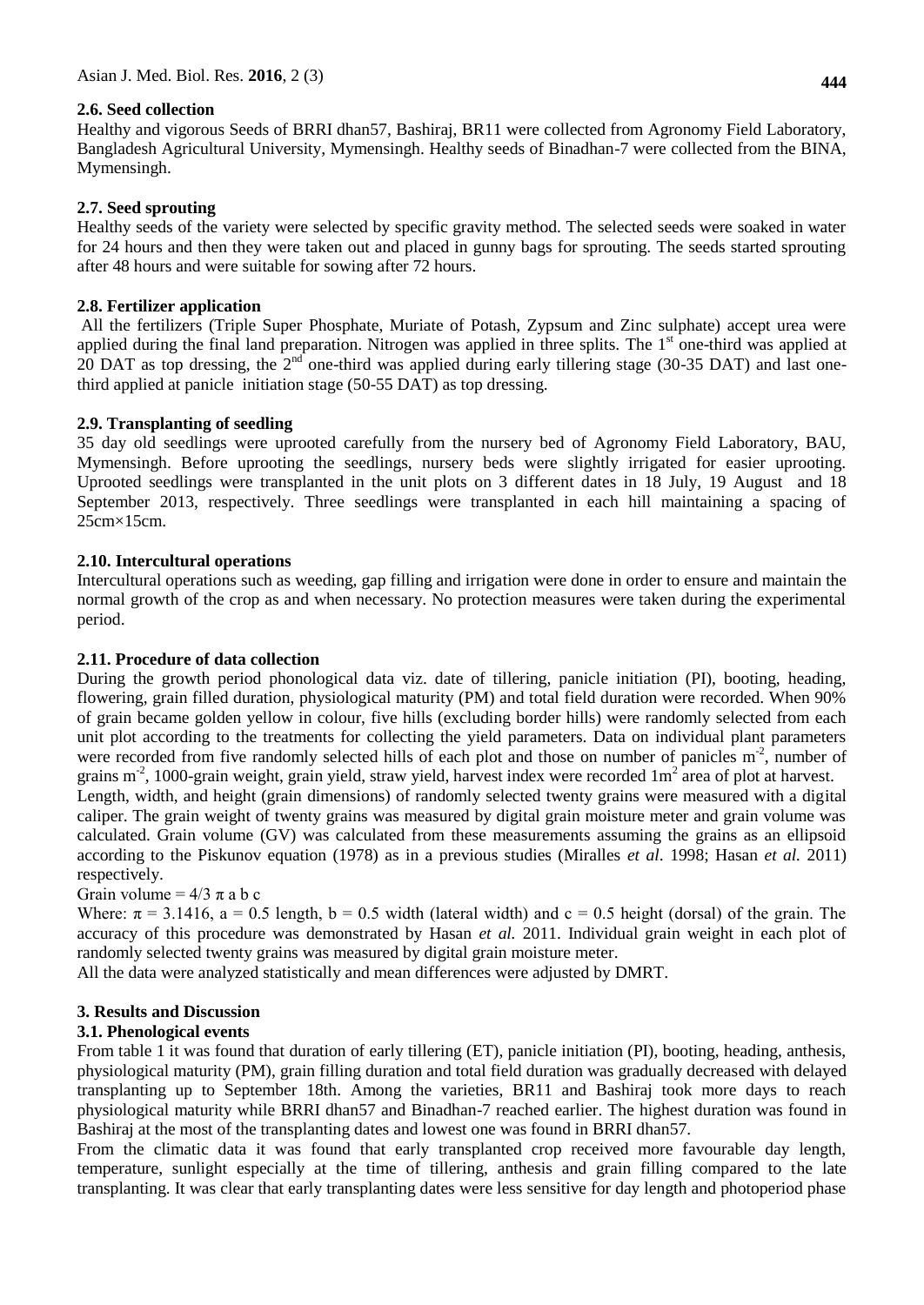### 2.6. Seed collection

Healthy and vigorous Seeds of BRRI dhan57, Bashiraj, BR11 were collected from Agronomy Field Laboratory, Bangladesh Agricultural University, Mymensingh. Healthy seeds of Binadhan-7 were collected from the BINA, Mymensingh.

### 2.7. Seed sprouting

Healthy seeds of the variety were selected by specific gravity method. The selected seeds were soaked in water for 24 hours and then they were taken out and placed in gunny bags for sprouting. The seeds started sprouting after 48 hours and were suitable for sowing after 72 hours.

### 2.8. Fertilizer application

All the fertilizers (Triple Super Phosphate, Muriate of Potash, Zypsum and Zinc sulphate) accept urea were applied during the final land preparation. Nitrogen was applied in three splits. The 1st one-third was applied at 20 DAT as top dressing, the 2nd one-third was applied during early tillering stage (30-35 DAT) and last one-third applied at panicle initiation stage (50-55 DAT) as top dressing.

### 2.9. Transplanting of seedling

35 day old seedlings were uprooted carefully from the nursery bed of Agronomy Field Laboratory, BAU, Mymensingh. Before uprooting the seedlings, nursery beds were slightly irrigated for easier uprooting. Uprooted seedlings were transplanted in the unit plots on 3 different dates in 18 July, 19 August and 18 September 2013, respectively. Three seedlings were transplanted in each hill maintaining a spacing of 25cm×15cm.

### 2.10. Intercultural operations

Intercultural operations such as weeding, gap filling and irrigation were done in order to ensure and maintain the normal growth of the crop as and when necessary. No protection measures were taken during the experimental period.

### 2.11. Procedure of data collection

During the growth period phonological data viz. date of tillering, panicle initiation (PI), booting, heading, flowering, grain filled duration, physiological maturity (PM) and total field duration were recorded. When 90% of grain became golden yellow in colour, five hills (excluding border hills) were randomly selected from each unit plot according to the treatments for collecting the yield parameters. Data on individual plant parameters were recorded from five randomly selected hills of each plot and those on number of panicles $m^{-2}$, number of grains $m^{-2}$, 1000-grain weight, grain yield, straw yield, harvest index were recorded $1m^2$ area of plot at harvest.

Length, width, and height (grain dimensions) of randomly selected twenty grains were measured with a digital caliper. The grain weight of twenty grains was measured by digital grain moisture meter and grain volume was calculated. Grain volume (GV) was calculated from these measurements assuming the grains as an ellipsoid according to the Piskunov equation (1978) as in a previous studies (Miralles *et al*. 1998; Hasan *et al.* 2011) respectively.

Grain volume = $4/3\ \pi$ a b c

Where: $\pi = 3.1416$, a = 0.5 length, b = 0.5 width (lateral width) and c = 0.5 height (dorsal) of the grain. The accuracy of this procedure was demonstrated by Hasan *et al.* 2011. Individual grain weight in each plot of randomly selected twenty grains was measured by digital grain moisture meter.

All the data were analyzed statistically and mean differences were adjusted by DMRT.

## 3. Results and Discussion

### 3.1. Phenological events

From table 1 it was found that duration of early tillering (ET), panicle initiation (PI), booting, heading, anthesis, physiological maturity (PM), grain filling duration and total field duration was gradually decreased with delayed transplanting up to September 18th. Among the varieties, BR11 and Bashiraj took more days to reach physiological maturity while BRRI dhan57 and Binadhan-7 reached earlier. The highest duration was found in Bashiraj at the most of the transplanting dates and lowest one was found in BRRI dhan57.

From the climatic data it was found that early transplanted crop received more favourable day length, temperature, sunlight especially at the time of tillering, anthesis and grain filling compared to the late transplanting. It was clear that early transplanting dates were less sensitive for day length and photoperiod phase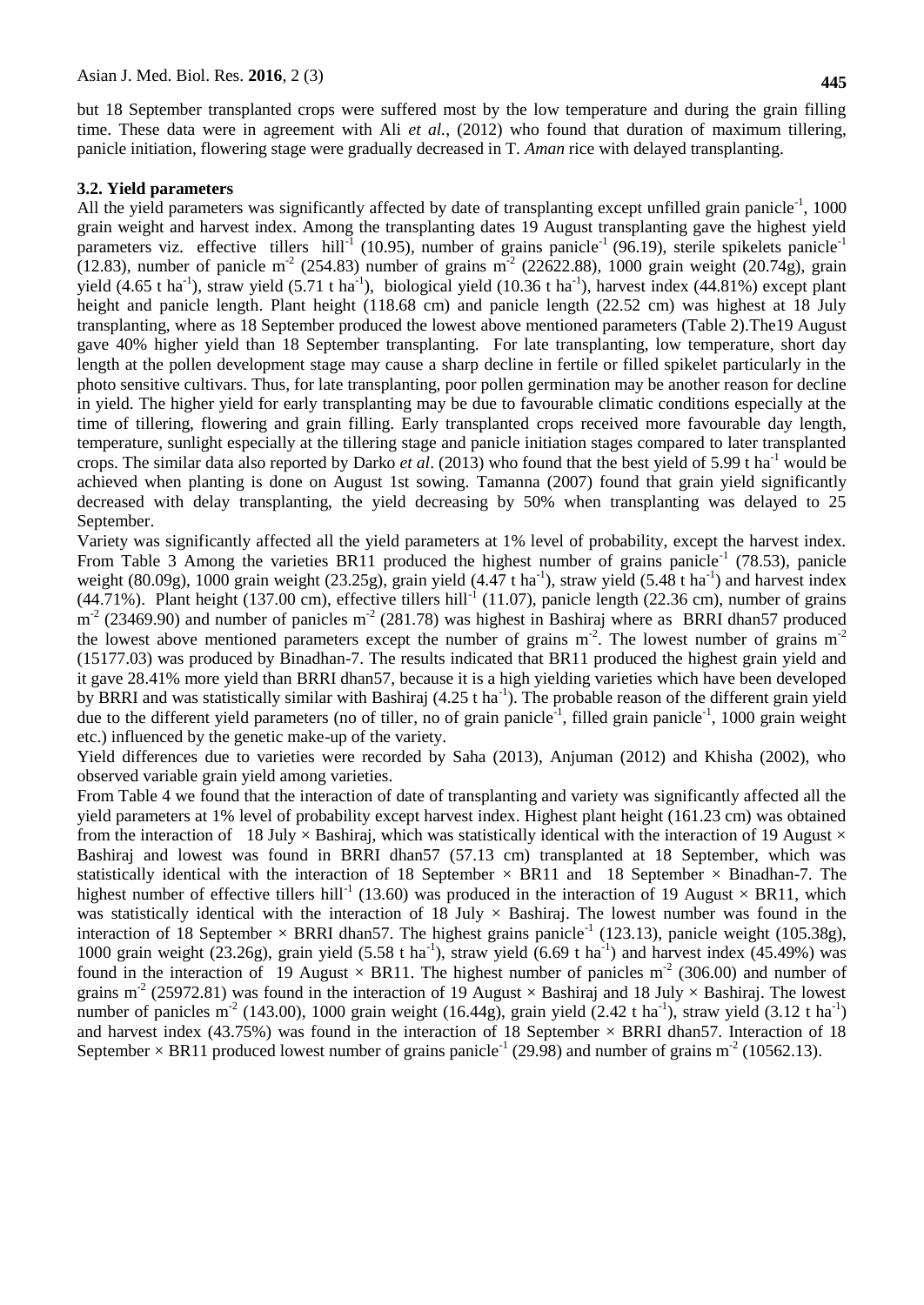but 18 September transplanted crops were suffered most by the low temperature and during the grain filling time. These data were in agreement with Ali *et al.*, (2012) who found that duration of maximum tillering, panicle initiation, flowering stage were gradually decreased in T. *Aman* rice with delayed transplanting.

### 3.2. Yield parameters

All the yield parameters was significantly affected by date of transplanting except unfilled grain panicle$^{-1}$, 1000 grain weight and harvest index. Among the transplanting dates 19 August transplanting gave the highest yield parameters viz. effective tillers hill$^{-1}$ (10.95), number of grains panicle$^{-1}$ (96.19), sterile spikelets panicle$^{-1}$ (12.83), number of panicle m$^{-2}$ (254.83) number of grains m$^{-2}$ (22622.88), 1000 grain weight (20.74g), grain yield (4.65 t ha$^{-1}$), straw yield (5.71 t ha$^{-1}$), biological yield (10.36 t ha$^{-1}$), harvest index (44.81%) except plant height and panicle length. Plant height (118.68 cm) and panicle length (22.52 cm) was highest at 18 July transplanting, where as 18 September produced the lowest above mentioned parameters (Table 2).The19 August gave 40% higher yield than 18 September transplanting. For late transplanting, low temperature, short day length at the pollen development stage may cause a sharp decline in fertile or filled spikelet particularly in the photo sensitive cultivars. Thus, for late transplanting, poor pollen germination may be another reason for decline in yield. The higher yield for early transplanting may be due to favourable climatic conditions especially at the time of tillering, flowering and grain filling. Early transplanted crops received more favourable day length, temperature, sunlight especially at the tillering stage and panicle initiation stages compared to later transplanted crops. The similar data also reported by Darko *et al*. (2013) who found that the best yield of 5.99 t ha$^{-1}$ would be achieved when planting is done on August 1st sowing. Tamanna (2007) found that grain yield significantly decreased with delay transplanting, the yield decreasing by 50% when transplanting was delayed to 25 September.

Variety was significantly affected all the yield parameters at 1% level of probability, except the harvest index. From Table 3 Among the varieties BR11 produced the highest number of grains panicle$^{-1}$ (78.53), panicle weight (80.09g), 1000 grain weight (23.25g), grain yield (4.47 t ha$^{-1}$), straw yield (5.48 t ha$^{-1}$) and harvest index (44.71%). Plant height (137.00 cm), effective tillers hill$^{-1}$ (11.07), panicle length (22.36 cm), number of grains m$^{-2}$ (23469.90) and number of panicles m$^{-2}$ (281.78) was highest in Bashiraj where as BRRI dhan57 produced the lowest above mentioned parameters except the number of grains m$^{-2}$. The lowest number of grains m$^{-2}$ (15177.03) was produced by Binadhan-7. The results indicated that BR11 produced the highest grain yield and it gave 28.41% more yield than BRRI dhan57, because it is a high yielding varieties which have been developed by BRRI and was statistically similar with Bashiraj (4.25 t ha$^{-1}$). The probable reason of the different grain yield due to the different yield parameters (no of tiller, no of grain panicle$^{-1}$, filled grain panicle$^{-1}$, 1000 grain weight etc.) influenced by the genetic make-up of the variety.

Yield differences due to varieties were recorded by Saha (2013), Anjuman (2012) and Khisha (2002), who observed variable grain yield among varieties.

From Table 4 we found that the interaction of date of transplanting and variety was significantly affected all the yield parameters at 1% level of probability except harvest index. Highest plant height (161.23 cm) was obtained from the interaction of 18 July × Bashiraj, which was statistically identical with the interaction of 19 August × Bashiraj and lowest was found in BRRI dhan57 (57.13 cm) transplanted at 18 September, which was statistically identical with the interaction of 18 September × BR11 and 18 September × Binadhan-7. The highest number of effective tillers hill$^{-1}$ (13.60) was produced in the interaction of 19 August × BR11, which was statistically identical with the interaction of 18 July × Bashiraj. The lowest number was found in the interaction of 18 September × BRRI dhan57. The highest grains panicle$^{-1}$ (123.13), panicle weight (105.38g), 1000 grain weight (23.26g), grain yield (5.58 t ha$^{-1}$), straw yield (6.69 t ha$^{-1}$) and harvest index (45.49%) was found in the interaction of 19 August × BR11. The highest number of panicles m$^{-2}$ (306.00) and number of grains m$^{-2}$ (25972.81) was found in the interaction of 19 August × Bashiraj and 18 July × Bashiraj. The lowest number of panicles m$^{-2}$ (143.00), 1000 grain weight (16.44g), grain yield (2.42 t ha$^{-1}$), straw yield (3.12 t ha$^{-1}$) and harvest index (43.75%) was found in the interaction of 18 September × BRRI dhan57. Interaction of 18 September × BR11 produced lowest number of grains panicle$^{-1}$ (29.98) and number of grains m$^{-2}$ (10562.13).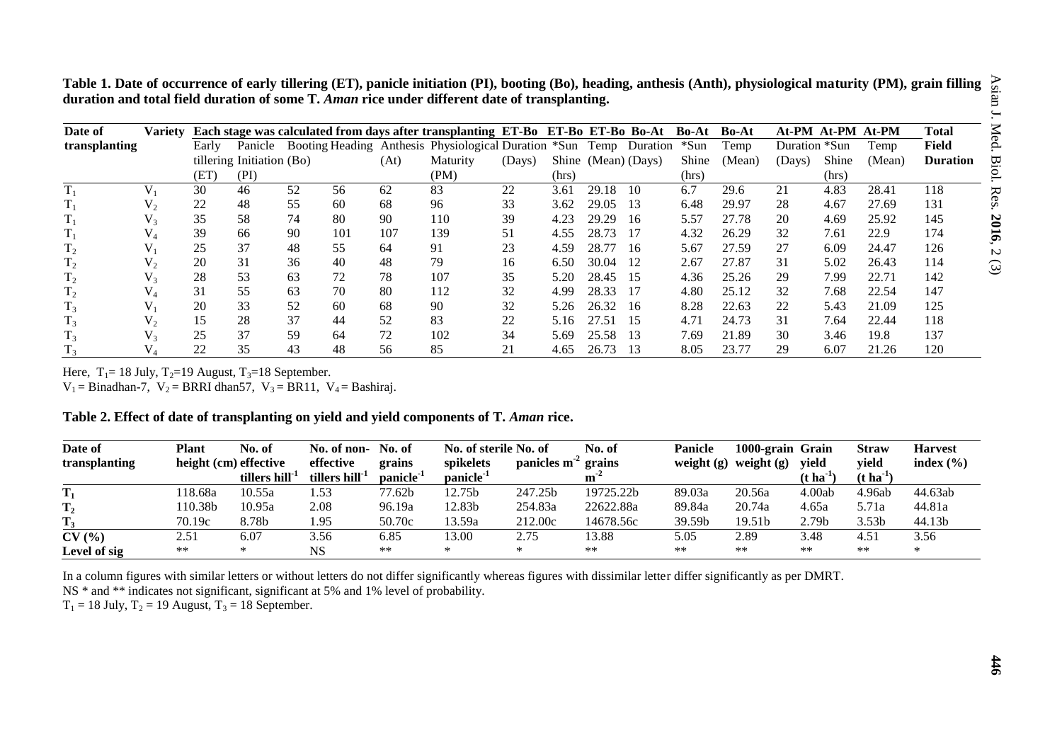**Table 1. Date of occurrence of early tillering (ET), panicle initiation (PI), booting (Bo), heading, anthesis (Anth), physiological maturity (PM), grain filling duration and total field duration of some T. *Aman* rice under different date of transplanting.**

| Date of transplanting | Variety | Each stage was calculated from days after transplanting | | | | | | ET-Bo | ET-Bo | ET-Bo | Bo-At | Bo-At | Bo-At | At-PM | At-PM | At-PM | Total Field Duration |
|---|---|---|---|---|---|---|---|---|---|---|---|---|---|---|---|---|---|
| | | Early tillering (ET) | Panicle Initiation (PI) | Booting (Bo) | Heading | Anthesis (At) | Physiological Maturity (PM) | Duration (Days) | *Sun Shine (hrs) | Temp (Mean) | Duration (Days) | *Sun Shine (hrs) | Temp (Mean) | Duration (Days) | *Sun Shine (hrs) | Temp (Mean) | |
| $T_1$ | $V_1$ | 30 | 46 | 52 | 56 | 62 | 83 | 22 | 3.61 | 29.18 | 10 | 6.7 | 29.6 | 21 | 4.83 | 28.41 | 118 |
| $T_1$ | $V_2$ | 22 | 48 | 55 | 60 | 68 | 96 | 33 | 3.62 | 29.05 | 13 | 6.48 | 29.97 | 28 | 4.67 | 27.69 | 131 |
| $T_1$ | $V_3$ | 35 | 58 | 74 | 80 | 90 | 110 | 39 | 4.23 | 29.29 | 16 | 5.57 | 27.78 | 20 | 4.69 | 25.92 | 145 |
| $T_1$ | $V_4$ | 39 | 66 | 90 | 101 | 107 | 139 | 51 | 4.55 | 28.73 | 17 | 4.32 | 26.29 | 32 | 7.61 | 22.9 | 174 |
| $T_2$ | $V_1$ | 25 | 37 | 48 | 55 | 64 | 91 | 23 | 4.59 | 28.77 | 16 | 5.67 | 27.59 | 27 | 6.09 | 24.47 | 126 |
| $T_2$ | $V_2$ | 20 | 31 | 36 | 40 | 48 | 79 | 16 | 6.50 | 30.04 | 12 | 2.67 | 27.87 | 31 | 5.02 | 26.43 | 114 |
| $T_2$ | $V_3$ | 28 | 53 | 63 | 72 | 78 | 107 | 35 | 5.20 | 28.45 | 15 | 4.36 | 25.26 | 29 | 7.99 | 22.71 | 142 |
| $T_2$ | $V_4$ | 31 | 55 | 63 | 70 | 80 | 112 | 32 | 4.99 | 28.33 | 17 | 4.80 | 25.12 | 32 | 7.68 | 22.54 | 147 |
| $T_3$ | $V_1$ | 20 | 33 | 52 | 60 | 68 | 90 | 32 | 5.26 | 26.32 | 16 | 8.28 | 22.63 | 22 | 5.43 | 21.09 | 125 |
| $T_3$ | $V_2$ | 15 | 28 | 37 | 44 | 52 | 83 | 22 | 5.16 | 27.51 | 15 | 4.71 | 24.73 | 31 | 7.64 | 22.44 | 118 |
| $T_3$ | $V_3$ | 25 | 37 | 59 | 64 | 72 | 102 | 34 | 5.69 | 25.58 | 13 | 7.69 | 21.89 | 30 | 3.46 | 19.8 | 137 |
| $T_3$ | $V_4$ | 22 | 35 | 43 | 48 | 56 | 85 | 21 | 4.65 | 26.73 | 13 | 8.05 | 23.77 | 29 | 6.07 | 21.26 | 120 |

Here, $T_1$= 18 July, $T_2$=19 August, $T_3$=18 September.

$V_1$ = Binadhan-7, $V_2$ = BRRI dhan57, $V_3$ = BR11, $V_4$ = Bashiraj.

**Table 2. Effect of date of transplanting on yield and yield components of T. *Aman* rice.**

| Date of transplanting | Plant height (cm) | No. of effective tillers hill$^{-1}$ | No. of non-effective tillers hill$^{-1}$ | No. of grains panicle$^{-1}$ | No. of sterile spikelets panicle$^{-1}$ | No. of panicles m$^{-2}$ | No. of grains m$^{-2}$ | Panicle weight (g) | 1000-grain weight (g) | Grain yield (t ha$^{-1}$) | Straw yield (t ha$^{-1}$) | Harvest index (%) |
|---|---|---|---|---|---|---|---|---|---|---|---|---|
| $T_1$ | 118.68a | 10.55a | 1.53 | 77.62b | 12.75b | 247.25b | 19725.22b | 89.03a | 20.56a | 4.00ab | 4.96ab | 44.63ab |
| $T_2$ | 110.38b | 10.95a | 2.08 | 96.19a | 12.83b | 254.83a | 22622.88a | 89.84a | 20.74a | 4.65a | 5.71a | 44.81a |
| $T_3$ | 70.19c | 8.78b | 1.95 | 50.70c | 13.59a | 212.00c | 14678.56c | 39.59b | 19.51b | 2.79b | 3.53b | 44.13b |
| CV (%) | 2.51 | 6.07 | 3.56 | 6.85 | 13.00 | 2.75 | 13.88 | 5.05 | 2.89 | 3.48 | 4.51 | 3.56 |
| Level of sig | ** | * | NS | ** | * | * | ** | ** | ** | ** | ** | * |

In a column figures with similar letters or without letters do not differ significantly whereas figures with dissimilar letter differ significantly as per DMRT.

NS * and ** indicates not significant, significant at 5% and 1% level of probability.

$T_1$ = 18 July, $T_2$ = 19 August, $T_3$ = 18 September.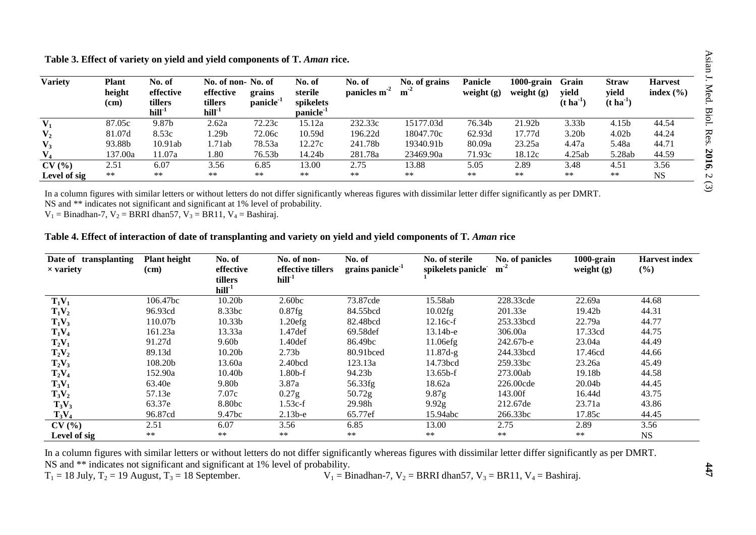**Table 3. Effect of variety on yield and yield components of T. *Aman* rice.**

| Variety | Plant height (cm) | No. of effective tillers $hill^{-1}$ | No. of non-effective tillers $hill^{-1}$ | No. of grains $panicle^{-1}$ | No. of sterile spikelets $panicle^{-1}$ | No. of panicles $m^{-2}$ | No. of grains $m^{-2}$ | Panicle weight (g) | 1000-grain weight (g) | Grain yield ($t\ ha^{-1}$) | Straw yield ($t\ ha^{-1}$) | Harvest index (%) |
|---|---|---|---|---|---|---|---|---|---|---|---|---|
| $V_1$ | 87.05c | 9.87b | 2.62a | 72.23c | 15.12a | 232.33c | 15177.03d | 76.34b | 21.92b | 3.33b | 4.15b | 44.54 |
| $V_2$ | 81.07d | 8.53c | 1.29b | 72.06c | 10.59d | 196.22d | 18047.70c | 62.93d | 17.77d | 3.20b | 4.02b | 44.24 |
| $V_3$ | 93.88b | 10.91ab | 1.71ab | 78.53a | 12.27c | 241.78b | 19340.91b | 80.09a | 23.25a | 4.47a | 5.48a | 44.71 |
| $V_4$ | 137.00a | 11.07a | 1.80 | 76.53b | 14.24b | 281.78a | 23469.90a | 71.93c | 18.12c | 4.25ab | 5.28ab | 44.59 |
| CV (%) | 2.51 | 6.07 | 3.56 | 6.85 | 13.00 | 2.75 | 13.88 | 5.05 | 2.89 | 3.48 | 4.51 | 3.56 |
| Level of sig | ** | ** | ** | ** | ** | ** | ** | ** | ** | ** | ** | NS |

In a column figures with similar letters or without letters do not differ significantly whereas figures with dissimilar letter differ significantly as per DMRT.
NS and ** indicates not significant and significant at 1% level of probability.
$V_1$ = Binadhan-7, $V_2$ = BRRI dhan57, $V_3$ = BR11, $V_4$ = Bashiraj.

**Table 4. Effect of interaction of date of transplanting and variety on yield and yield components of T. *Aman* rice**

| Date of transplanting × variety | Plant height (cm) | No. of effective tillers $hill^{-1}$ | No. of non-effective tillers $hill^{-1}$ | No. of grains $panicle^{-1}$ | No. of sterile spikelets $panicle^{-1}$ | No. of panicles $m^{-2}$ | 1000-grain weight (g) | Harvest index (%) |
|---|---|---|---|---|---|---|---|---|
| $T_1V_1$ | 106.47bc | 10.20b | 2.60bc | 73.87cde | 15.58ab | 228.33cde | 22.69a | 44.68 |
| $T_1V_2$ | 96.93cd | 8.33bc | 0.87fg | 84.55bcd | 10.02fg | 201.33e | 19.42b | 44.31 |
| $T_1V_3$ | 110.07b | 10.33b | 1.20efg | 82.48bcd | 12.16c-f | 253.33bcd | 22.79a | 44.77 |
| $T_1V_4$ | 161.23a | 13.33a | 1.47def | 69.58def | 13.14b-e | 306.00a | 17.33cd | 44.75 |
| $T_2V_1$ | 91.27d | 9.60b | 1.40def | 86.49bc | 11.06efg | 242.67b-e | 23.04a | 44.49 |
| $T_2V_2$ | 89.13d | 10.20b | 2.73b | 80.91bced | 11.87d-g | 244.33bcd | 17.46cd | 44.66 |
| $T_2V_3$ | 108.20b | 13.60a | 2.40bcd | 123.13a | 14.73bcd | 259.33bc | 23.26a | 45.49 |
| $T_2V_4$ | 152.90a | 10.40b | 1.80b-f | 94.23b | 13.65b-f | 273.00ab | 19.18b | 44.58 |
| $T_3V_1$ | 63.40e | 9.80b | 3.87a | 56.33fg | 18.62a | 226.00cde | 20.04b | 44.45 |
| $T_3V_2$ | 57.13e | 7.07c | 0.27g | 50.72g | 9.87g | 143.00f | 16.44d | 43.75 |
| $T_3V_3$ | 63.37e | 8.80bc | 1.53c-f | 29.98h | 9.92g | 212.67de | 23.71a | 43.86 |
| $T_3V_4$ | 96.87cd | 9.47bc | 2.13b-e | 65.77ef | 15.94abc | 266.33bc | 17.85c | 44.45 |
| CV (%) | 2.51 | 6.07 | 3.56 | 6.85 | 13.00 | 2.75 | 2.89 | 3.56 |
| Level of sig | ** | ** | ** | ** | ** | ** | ** | NS |

In a column figures with similar letters or without letters do not differ significantly whereas figures with dissimilar letter differ significantly as per DMRT.
NS and ** indicates not significant and significant at 1% level of probability.
$T_1$ = 18 July, $T_2$ = 19 August, $T_3$ = 18 September. $V_1$ = Binadhan-7, $V_2$ = BRRI dhan57, $V_3$ = BR11, $V_4$ = Bashiraj.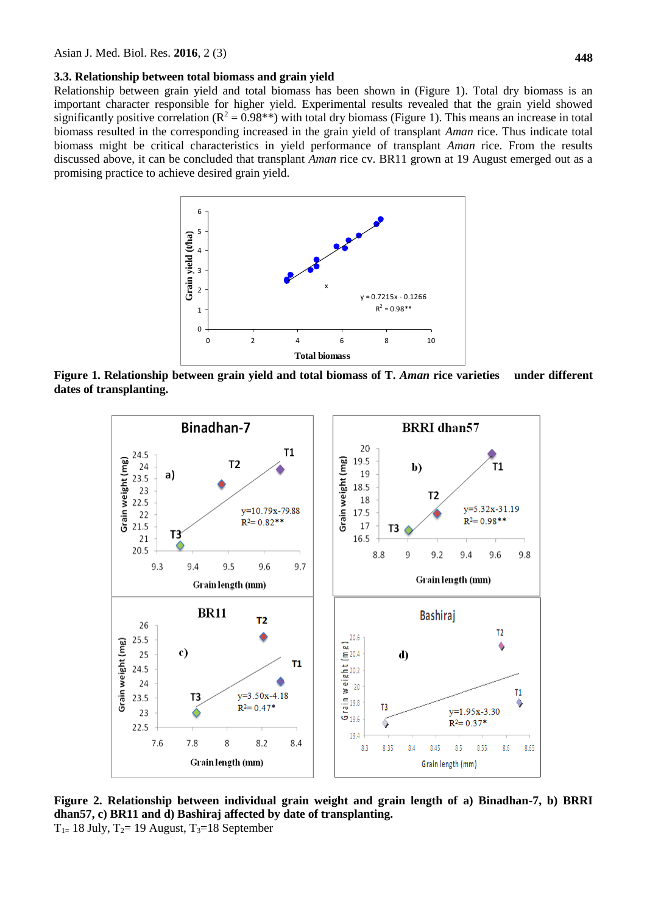### 3.3. Relationship between total biomass and grain yield

Relationship between grain yield and total biomass has been shown in (Figure 1). Total dry biomass is an important character responsible for higher yield. Experimental results revealed that the grain yield showed significantly positive correlation ($R^2 = 0.98$**) with total dry biomass (Figure 1). This means an increase in total biomass resulted in the corresponding increased in the grain yield of transplant *Aman* rice. Thus indicate total biomass might be critical characteristics in yield performance of transplant *Aman* rice. From the results discussed above, it can be concluded that transplant *Aman* rice cv. BR11 grown at 19 August emerged out as a promising practice to achieve desired grain yield.

**Figure 1. Relationship between grain yield and total biomass of T. *Aman* rice varieties under different dates of transplanting.**

**Figure 2. Relationship between individual grain weight and grain length of a) Binadhan-7, b) BRRI dhan57, c) BR11 and d) Bashiraj affected by date of transplanting.**

$T_1$= 18 July, $T_2$= 19 August, $T_3$=18 September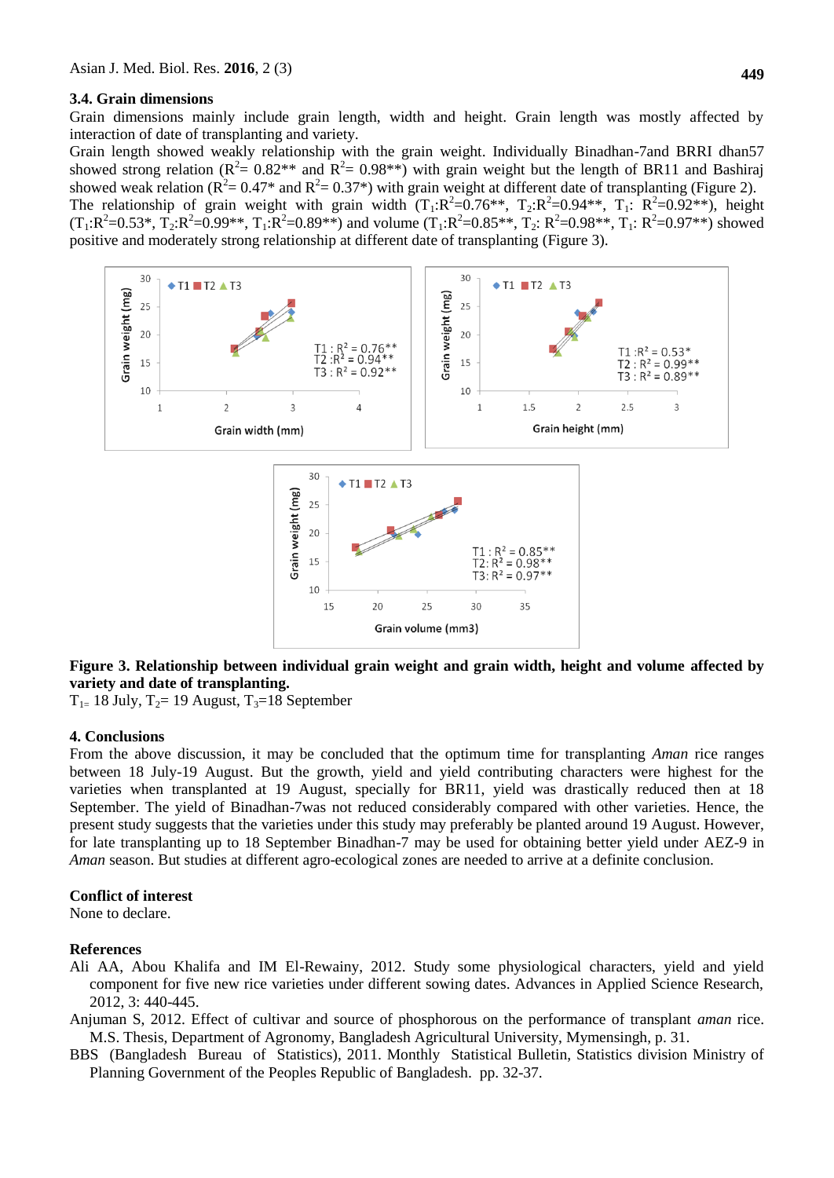### 3.4. Grain dimensions

Grain dimensions mainly include grain length, width and height. Grain length was mostly affected by interaction of date of transplanting and variety.

Grain length showed weakly relationship with the grain weight. Individually Binadhan-7and BRRI dhan57 showed strong relation ($R^2$= 0.82** and $R^2$= 0.98**) with grain weight but the length of BR11 and Bashiraj showed weak relation ($R^2$= 0.47* and $R^2$= 0.37*) with grain weight at different date of transplanting (Figure 2). The relationship of grain weight with grain width ($T_1$:$R^2$=0.76**, $T_2$:$R^2$=0.94**, $T_1$: $R^2$=0.92**), height ($T_1$:$R^2$=0.53*, $T_2$:$R^2$=0.99**, $T_1$:$R^2$=0.89**) and volume ($T_1$:$R^2$=0.85**, $T_2$: $R^2$=0.98**, $T_1$: $R^2$=0.97**) showed positive and moderately strong relationship at different date of transplanting (Figure 3).

**Figure 3. Relationship between individual grain weight and grain width, height and volume affected by variety and date of transplanting.**

$T_1$= 18 July, $T_2$= 19 August, $T_3$=18 September

## 4. Conclusions

From the above discussion, it may be concluded that the optimum time for transplanting *Aman* rice ranges between 18 July-19 August. But the growth, yield and yield contributing characters were highest for the varieties when transplanted at 19 August, specially for BR11, yield was drastically reduced then at 18 September. The yield of Binadhan-7was not reduced considerably compared with other varieties. Hence, the present study suggests that the varieties under this study may preferably be planted around 19 August. However, for late transplanting up to 18 September Binadhan-7 may be used for obtaining better yield under AEZ-9 in *Aman* season. But studies at different agro-ecological zones are needed to arrive at a definite conclusion.

### Conflict of interest

None to declare.

### References

Ali AA, Abou Khalifa and IM El-Rewainy, 2012. Study some physiological characters, yield and yield component for five new rice varieties under different sowing dates. Advances in Applied Science Research, 2012, 3: 440-445.

Anjuman S, 2012. Effect of cultivar and source of phosphorous on the performance of transplant *aman* rice. M.S. Thesis, Department of Agronomy, Bangladesh Agricultural University, Mymensingh, p. 31.

BBS (Bangladesh Bureau of Statistics), 2011. Monthly Statistical Bulletin, Statistics division Ministry of Planning Government of the Peoples Republic of Bangladesh. pp. 32-37.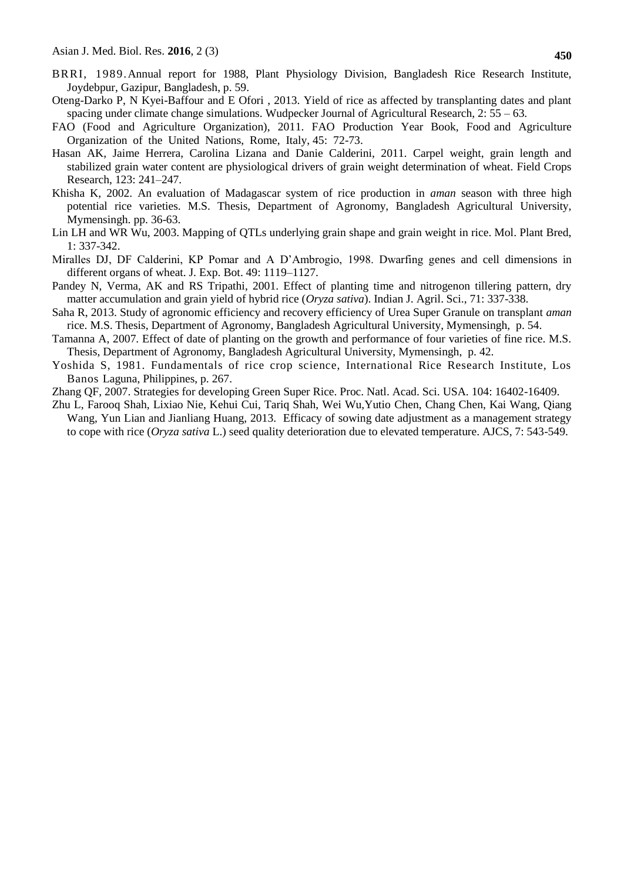BRRI, 1989. Annual report for 1988, Plant Physiology Division, Bangladesh Rice Research Institute, Joydebpur, Gazipur, Bangladesh, p. 59.

Oteng-Darko P, N Kyei-Baffour and E Ofori , 2013. Yield of rice as affected by transplanting dates and plant spacing under climate change simulations. Wudpecker Journal of Agricultural Research, 2: 55 – 63.

FAO (Food and Agriculture Organization), 2011. FAO Production Year Book, Food and Agriculture Organization of the United Nations, Rome, Italy, 45: 72-73.

Hasan AK, Jaime Herrera, Carolina Lizana and Danie Calderini, 2011. Carpel weight, grain length and stabilized grain water content are physiological drivers of grain weight determination of wheat. Field Crops Research, 123: 241–247.

Khisha K, 2002. An evaluation of Madagascar system of rice production in *aman* season with three high potential rice varieties. M.S. Thesis, Department of Agronomy, Bangladesh Agricultural University, Mymensingh. pp. 36-63.

Lin LH and WR Wu, 2003. Mapping of QTLs underlying grain shape and grain weight in rice. Mol. Plant Bred, 1: 337-342.

Miralles DJ, DF Calderini, KP Pomar and A D'Ambrogio, 1998. Dwarfing genes and cell dimensions in different organs of wheat. J. Exp. Bot. 49: 1119–1127.

Pandey N, Verma, AK and RS Tripathi, 2001. Effect of planting time and nitrogenon tillering pattern, dry matter accumulation and grain yield of hybrid rice (*Oryza sativa*). Indian J. Agril. Sci., 71: 337-338.

Saha R, 2013. Study of agronomic efficiency and recovery efficiency of Urea Super Granule on transplant *aman* rice. M.S. Thesis, Department of Agronomy, Bangladesh Agricultural University, Mymensingh, p. 54.

Tamanna A, 2007. Effect of date of planting on the growth and performance of four varieties of fine rice. M.S. Thesis, Department of Agronomy, Bangladesh Agricultural University, Mymensingh, p. 42.

Yoshida S, 1981. Fundamentals of rice crop science, International Rice Research Institute, Los Banos Laguna, Philippines, p. 267.

Zhang QF, 2007. Strategies for developing Green Super Rice. Proc. Natl. Acad. Sci. USA. 104: 16402-16409.

Zhu L, Farooq Shah, Lixiao Nie, Kehui Cui, Tariq Shah, Wei Wu,Yutio Chen, Chang Chen, Kai Wang, Qiang Wang, Yun Lian and Jianliang Huang, 2013. Efficacy of sowing date adjustment as a management strategy to cope with rice (*Oryza sativa* L.) seed quality deterioration due to elevated temperature. AJCS, 7: 543-549.